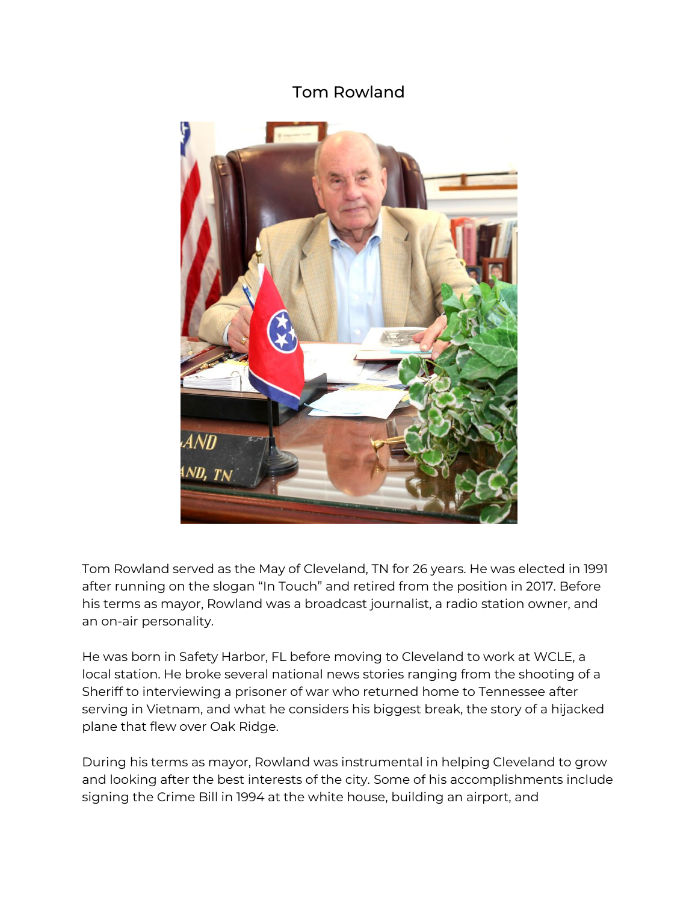# Tom Rowland

Tom Rowland served as the May of Cleveland, TN for 26 years. He was elected in 1991 after running on the slogan "In Touch" and retired from the position in 2017. Before his terms as mayor, Rowland was a broadcast journalist, a radio station owner, and an on-air personality.

He was born in Safety Harbor, FL before moving to Cleveland to work at WCLE, a local station. He broke several national news stories ranging from the shooting of a Sheriff to interviewing a prisoner of war who returned home to Tennessee after serving in Vietnam, and what he considers his biggest break, the story of a hijacked plane that flew over Oak Ridge.

During his terms as mayor, Rowland was instrumental in helping Cleveland to grow and looking after the best interests of the city. Some of his accomplishments include signing the Crime Bill in 1994 at the white house, building an airport, and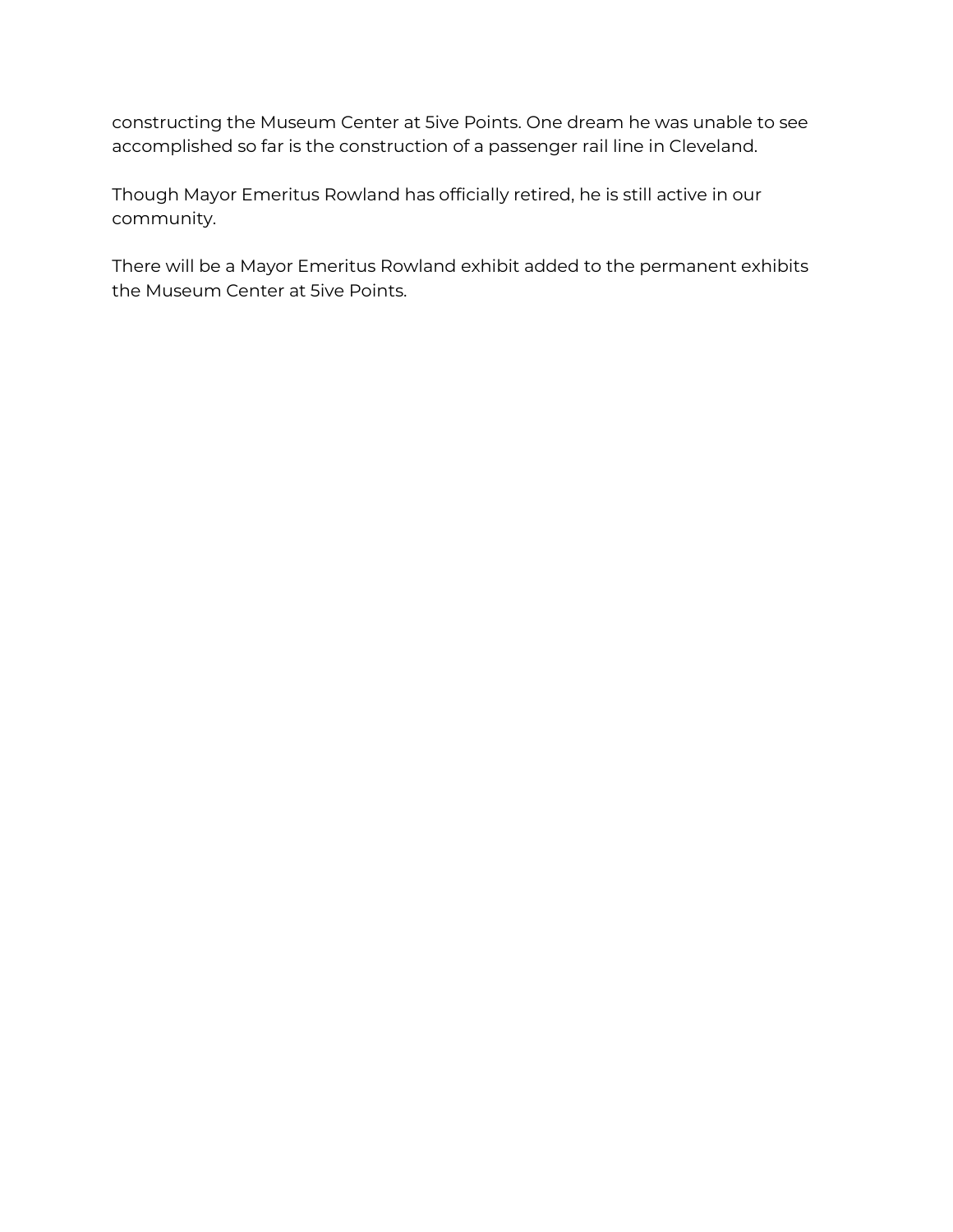constructing the Museum Center at 5ive Points. One dream he was unable to see accomplished so far is the construction of a passenger rail line in Cleveland.

Though Mayor Emeritus Rowland has officially retired, he is still active in our community.

There will be a Mayor Emeritus Rowland exhibit added to the permanent exhibits the Museum Center at 5ive Points.